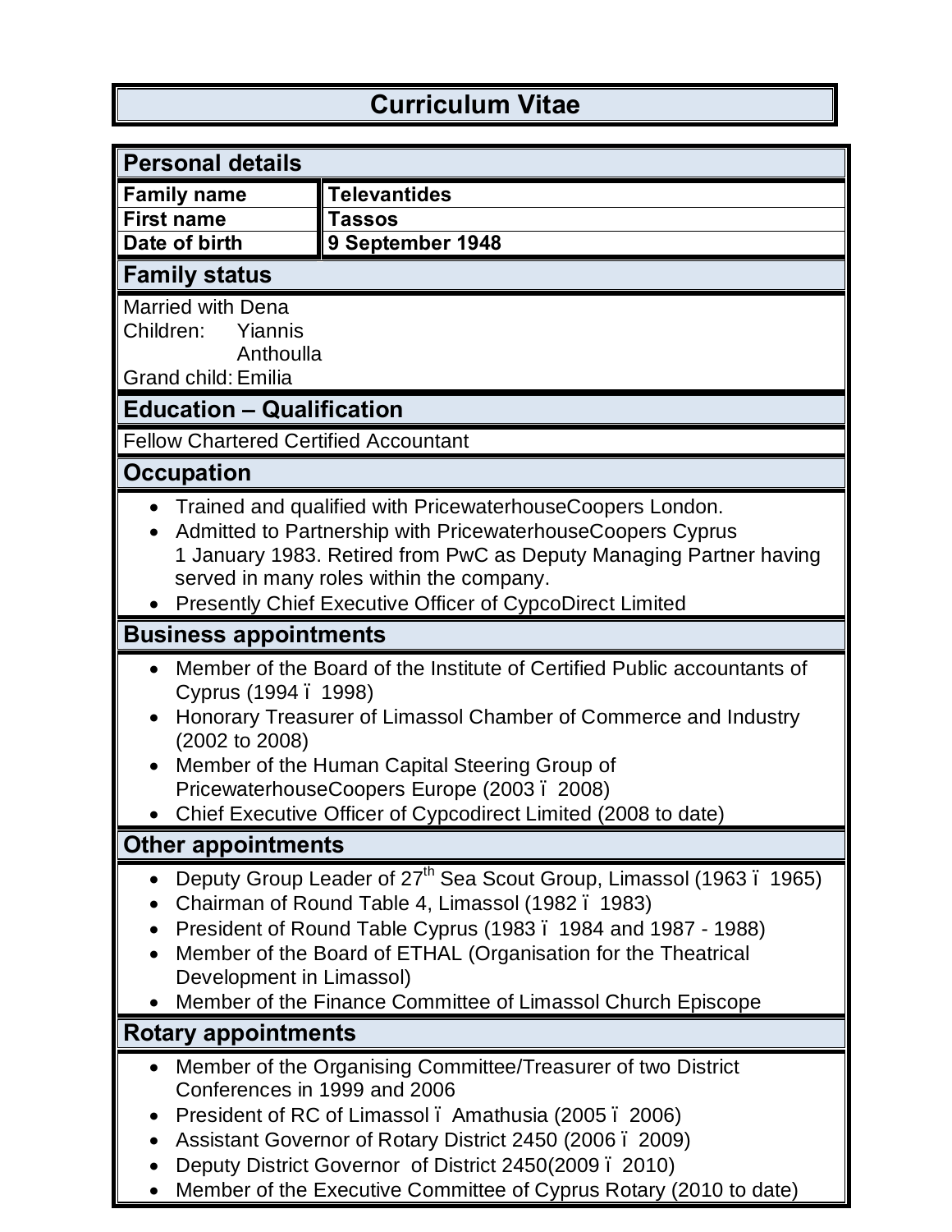# Curriculum Vitae

## Personal details

| Family name | Televantides |
| --- | --- |
| First name | Tassos |
| Date of birth | 9 September 1948 |

## Family status

Married with Dena
Children: Yiannis
Anthoulla
Grand child: Emilia

## Education – Qualification

Fellow Chartered Certified Accountant

## Occupation

- Trained and qualified with PricewaterhouseCoopers London.
- Admitted to Partnership with PricewaterhouseCoopers Cyprus 1 January 1983. Retired from PwC as Deputy Managing Partner having served in many roles within the company.
- Presently Chief Executive Officer of CypcoDirect Limited

## Business appointments

- Member of the Board of the Institute of Certified Public accountants of Cyprus (1994 – 1998)
- Honorary Treasurer of Limassol Chamber of Commerce and Industry (2002 to 2008)
- Member of the Human Capital Steering Group of PricewaterhouseCoopers Europe (2003 – 2008)
- Chief Executive Officer of Cypcodirect Limited (2008 to date)

## Other appointments

- Deputy Group Leader of 27th Sea Scout Group, Limassol (1963 – 1965)
- Chairman of Round Table 4, Limassol (1982 – 1983)
- President of Round Table Cyprus (1983 – 1984 and 1987 - 1988)
- Member of the Board of ETHAL (Organisation for the Theatrical Development in Limassol)
- Member of the Finance Committee of Limassol Church Episcope

## Rotary appointments

- Member of the Organising Committee/Treasurer of two District Conferences in 1999 and 2006
- President of RC of Limassol – Amathusia (2005 – 2006)
- Assistant Governor of Rotary District 2450 (2006 – 2009)
- Deputy District Governor of District 2450(2009 – 2010)
- Member of the Executive Committee of Cyprus Rotary (2010 to date)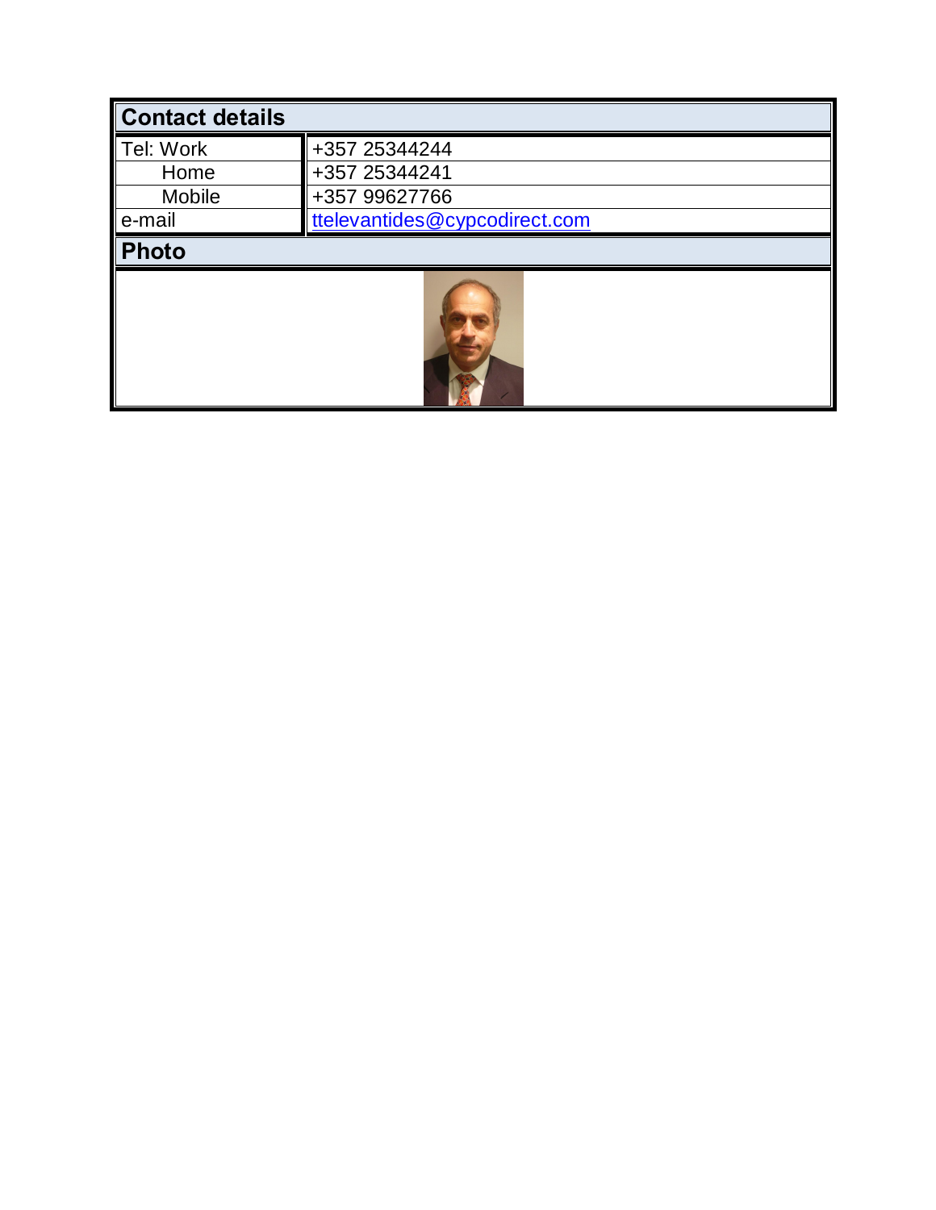## Contact details

| | |
|---|---|
| Tel: Work | +357 25344244 |
| Home | +357 25344241 |
| Mobile | +357 99627766 |
| e-mail | ttelevantides@cypcodirect.com |

## Photo